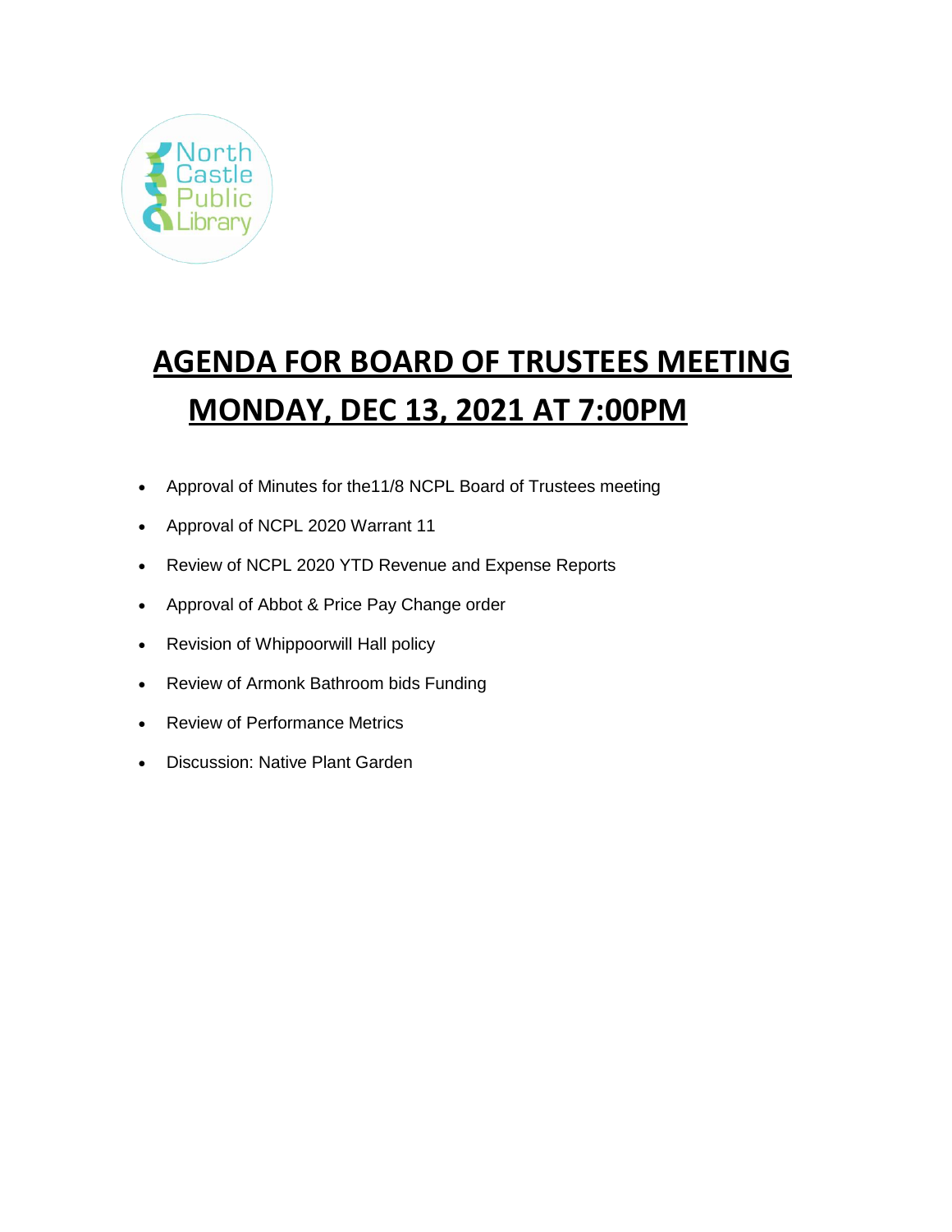# AGENDA FOR BOARD OF TRUSTEES MEETING

# MONDAY, DEC 13, 2021 AT 7:00PM

- Approval of Minutes for the11/8 NCPL Board of Trustees meeting
- Approval of NCPL 2020 Warrant 11
- Review of NCPL 2020 YTD Revenue and Expense Reports
- Approval of Abbot & Price Pay Change order
- Revision of Whippoorwill Hall policy
- Review of Armonk Bathroom bids Funding
- Review of Performance Metrics
- Discussion: Native Plant Garden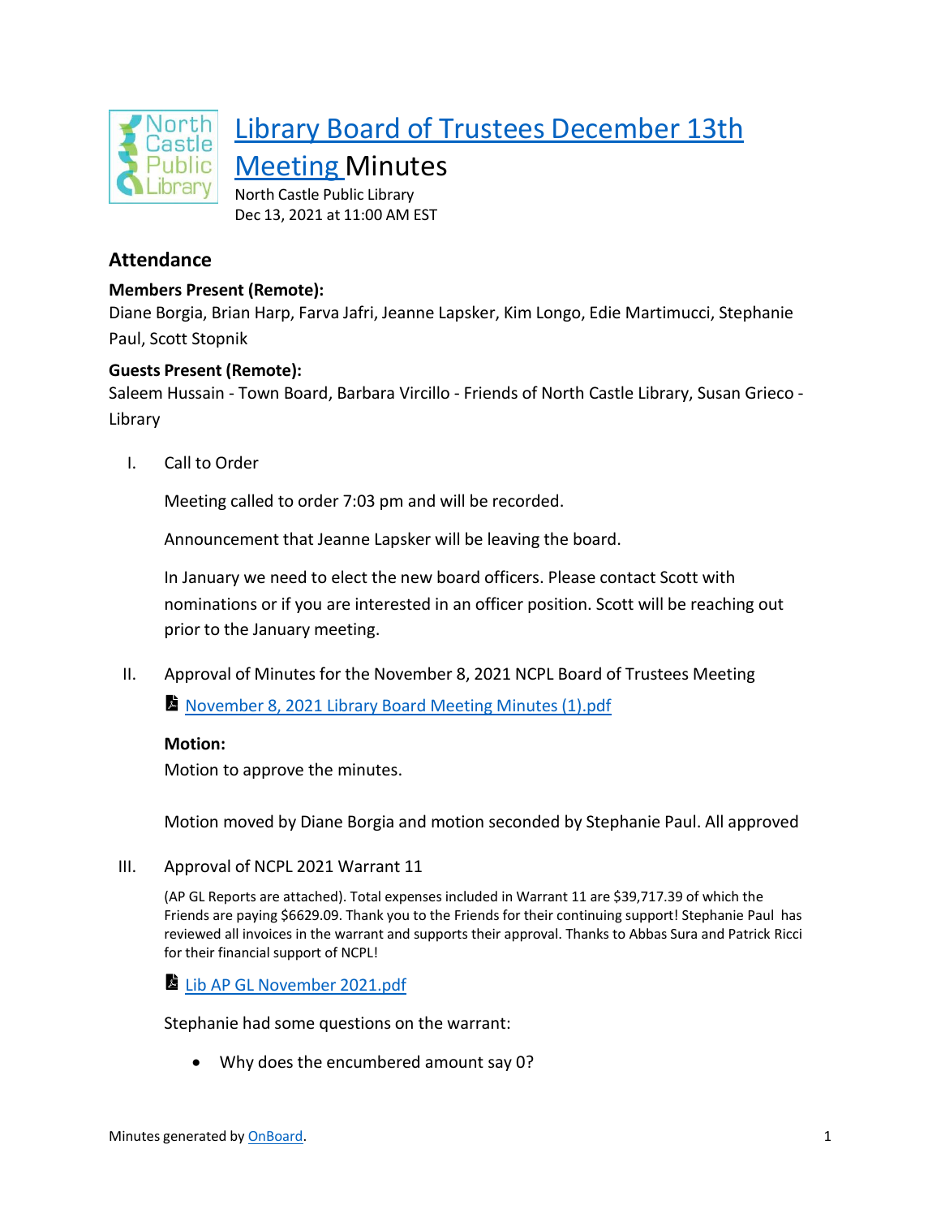# Library Board of Trustees December 13th Meeting Minutes

North Castle Public Library
Dec 13, 2021 at 11:00 AM EST

## Attendance

**Members Present (Remote):**
Diane Borgia, Brian Harp, Farva Jafri, Jeanne Lapsker, Kim Longo, Edie Martimucci, Stephanie Paul, Scott Stopnik

**Guests Present (Remote):**
Saleem Hussain - Town Board, Barbara Vircillo - Friends of North Castle Library, Susan Grieco - Library

I. Call to Order

Meeting called to order 7:03 pm and will be recorded.

Announcement that Jeanne Lapsker will be leaving the board.

In January we need to elect the new board officers. Please contact Scott with nominations or if you are interested in an officer position. Scott will be reaching out prior to the January meeting.

II. Approval of Minutes for the November 8, 2021 NCPL Board of Trustees Meeting

November 8, 2021 Library Board Meeting Minutes (1).pdf

**Motion:**
Motion to approve the minutes.

Motion moved by Diane Borgia and motion seconded by Stephanie Paul. All approved

III. Approval of NCPL 2021 Warrant 11

(AP GL Reports are attached). Total expenses included in Warrant 11 are $39,717.39 of which the Friends are paying $6629.09. Thank you to the Friends for their continuing support! Stephanie Paul has reviewed all invoices in the warrant and supports their approval. Thanks to Abbas Sura and Patrick Ricci for their financial support of NCPL!

Lib AP GL November 2021.pdf

Stephanie had some questions on the warrant:

- Why does the encumbered amount say 0?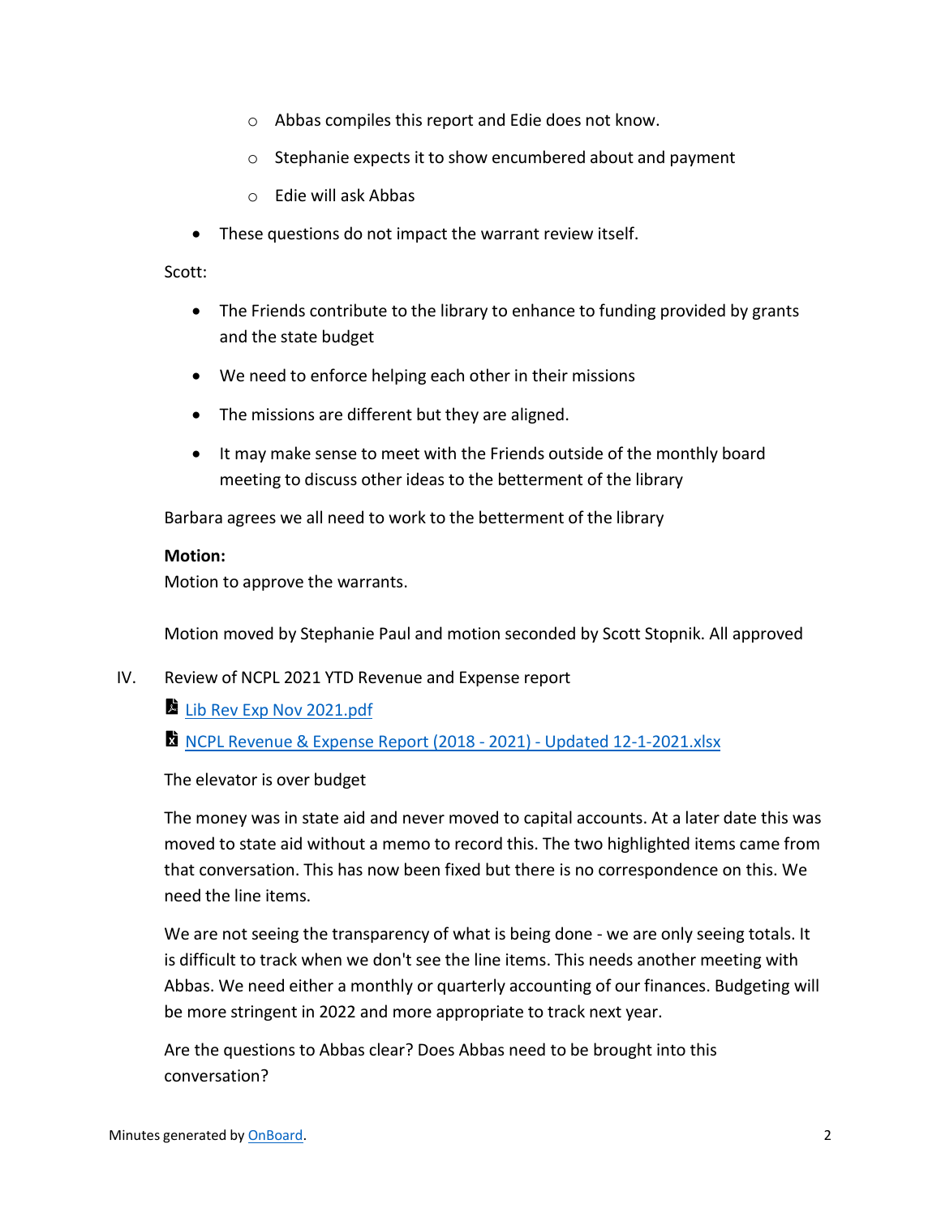- Abbas compiles this report and Edie does not know.
   - Stephanie expects it to show encumbered about and payment
   - Edie will ask Abbas
- These questions do not impact the warrant review itself.

Scott:

- The Friends contribute to the library to enhance to funding provided by grants and the state budget
- We need to enforce helping each other in their missions
- The missions are different but they are aligned.
- It may make sense to meet with the Friends outside of the monthly board meeting to discuss other ideas to the betterment of the library

Barbara agrees we all need to work to the betterment of the library

**Motion:**
Motion to approve the warrants.

Motion moved by Stephanie Paul and motion seconded by Scott Stopnik. All approved

IV. Review of NCPL 2021 YTD Revenue and Expense report

[Lib Rev Exp Nov 2021.pdf]()

[NCPL Revenue & Expense Report (2018 - 2021) - Updated 12-1-2021.xlsx]()

The elevator is over budget

The money was in state aid and never moved to capital accounts. At a later date this was moved to state aid without a memo to record this. The two highlighted items came from that conversation. This has now been fixed but there is no correspondence on this. We need the line items.

We are not seeing the transparency of what is being done - we are only seeing totals. It is difficult to track when we don't see the line items. This needs another meeting with Abbas. We need either a monthly or quarterly accounting of our finances. Budgeting will be more stringent in 2022 and more appropriate to track next year.

Are the questions to Abbas clear? Does Abbas need to be brought into this conversation?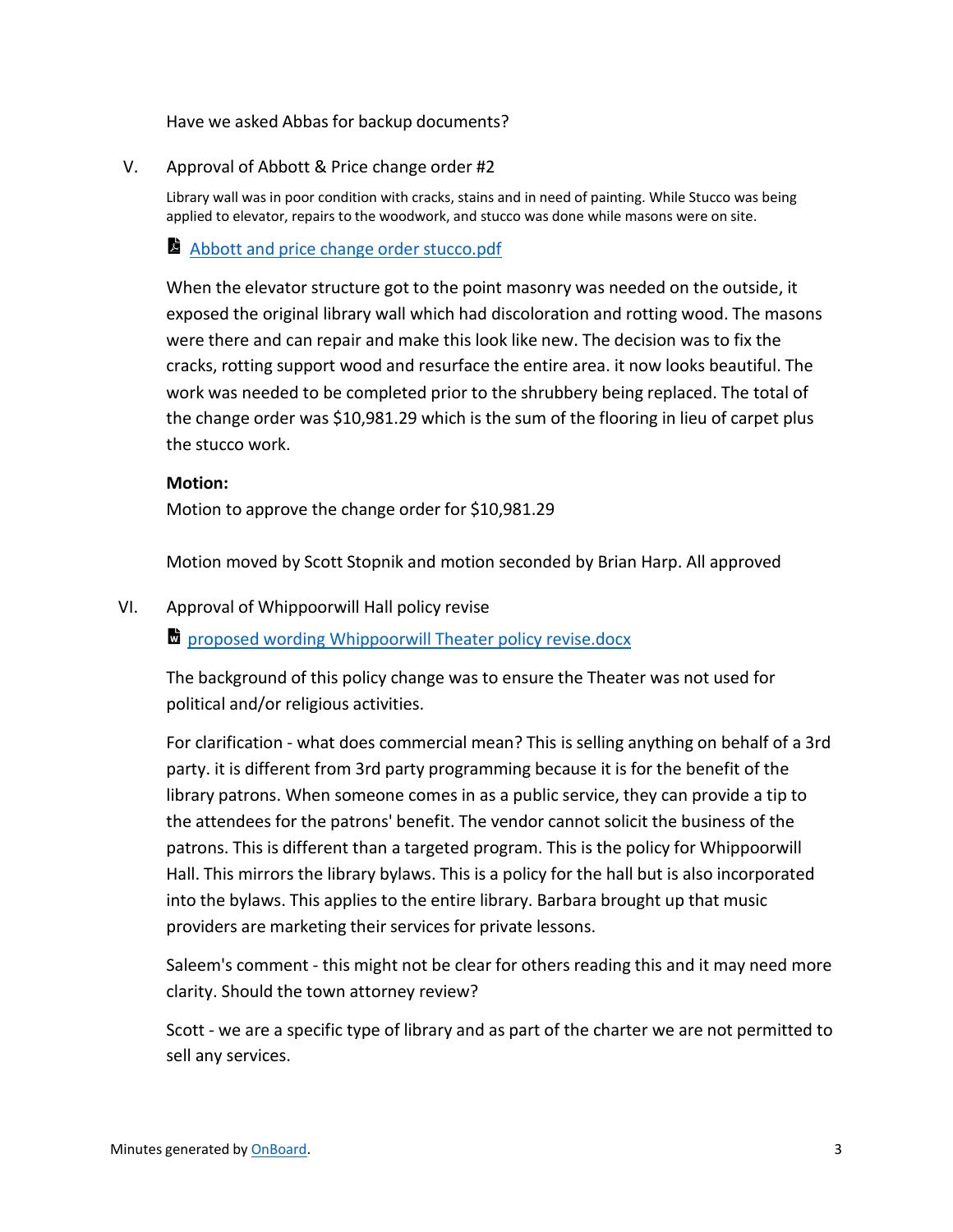Have we asked Abbas for backup documents?

V. Approval of Abbott & Price change order #2

Library wall was in poor condition with cracks, stains and in need of painting. While Stucco was being applied to elevator, repairs to the woodwork, and stucco was done while masons were on site.

Abbott and price change order stucco.pdf

When the elevator structure got to the point masonry was needed on the outside, it exposed the original library wall which had discoloration and rotting wood. The masons were there and can repair and make this look like new. The decision was to fix the cracks, rotting support wood and resurface the entire area. it now looks beautiful. The work was needed to be completed prior to the shrubbery being replaced. The total of the change order was $10,981.29 which is the sum of the flooring in lieu of carpet plus the stucco work.

**Motion:**

Motion to approve the change order for $10,981.29

Motion moved by Scott Stopnik and motion seconded by Brian Harp. All approved

VI. Approval of Whippoorwill Hall policy revise

proposed wording Whippoorwill Theater policy revise.docx

The background of this policy change was to ensure the Theater was not used for political and/or religious activities.

For clarification - what does commercial mean? This is selling anything on behalf of a 3rd party. it is different from 3rd party programming because it is for the benefit of the library patrons. When someone comes in as a public service, they can provide a tip to the attendees for the patrons' benefit. The vendor cannot solicit the business of the patrons. This is different than a targeted program. This is the policy for Whippoorwill Hall. This mirrors the library bylaws. This is a policy for the hall but is also incorporated into the bylaws. This applies to the entire library. Barbara brought up that music providers are marketing their services for private lessons.

Saleem's comment - this might not be clear for others reading this and it may need more clarity. Should the town attorney review?

Scott - we are a specific type of library and as part of the charter we are not permitted to sell any services.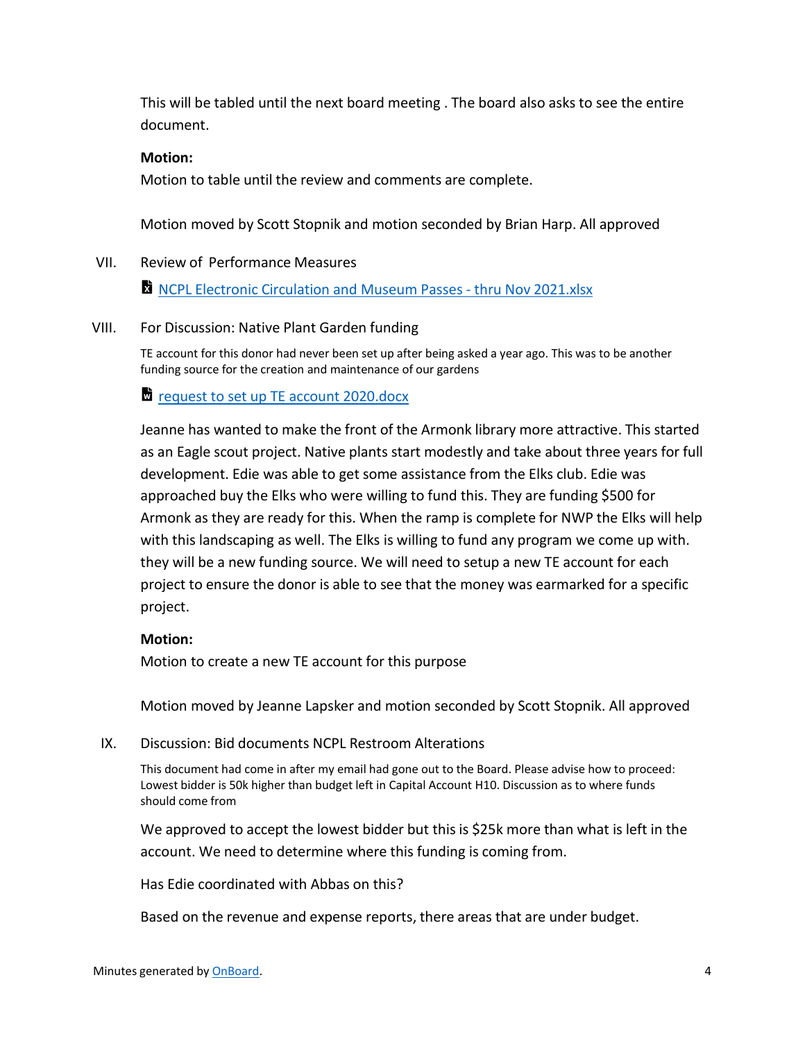This will be tabled until the next board meeting . The board also asks to see the entire document.

**Motion:**

Motion to table until the review and comments are complete.

Motion moved by Scott Stopnik and motion seconded by Brian Harp. All approved

VII. Review of Performance Measures

[NCPL Electronic Circulation and Museum Passes - thru Nov 2021.xlsx]

VIII. For Discussion: Native Plant Garden funding

TE account for this donor had never been set up after being asked a year ago. This was to be another funding source for the creation and maintenance of our gardens

[request to set up TE account 2020.docx]

Jeanne has wanted to make the front of the Armonk library more attractive. This started as an Eagle scout project. Native plants start modestly and take about three years for full development. Edie was able to get some assistance from the Elks club. Edie was approached buy the Elks who were willing to fund this. They are funding $500 for Armonk as they are ready for this. When the ramp is complete for NWP the Elks will help with this landscaping as well. The Elks is willing to fund any program we come up with. they will be a new funding source. We will need to setup a new TE account for each project to ensure the donor is able to see that the money was earmarked for a specific project.

**Motion:**

Motion to create a new TE account for this purpose

Motion moved by Jeanne Lapsker and motion seconded by Scott Stopnik. All approved

IX. Discussion: Bid documents NCPL Restroom Alterations

This document had come in after my email had gone out to the Board. Please advise how to proceed: Lowest bidder is 50k higher than budget left in Capital Account H10. Discussion as to where funds should come from

We approved to accept the lowest bidder but this is $25k more than what is left in the account. We need to determine where this funding is coming from.

Has Edie coordinated with Abbas on this?

Based on the revenue and expense reports, there areas that are under budget.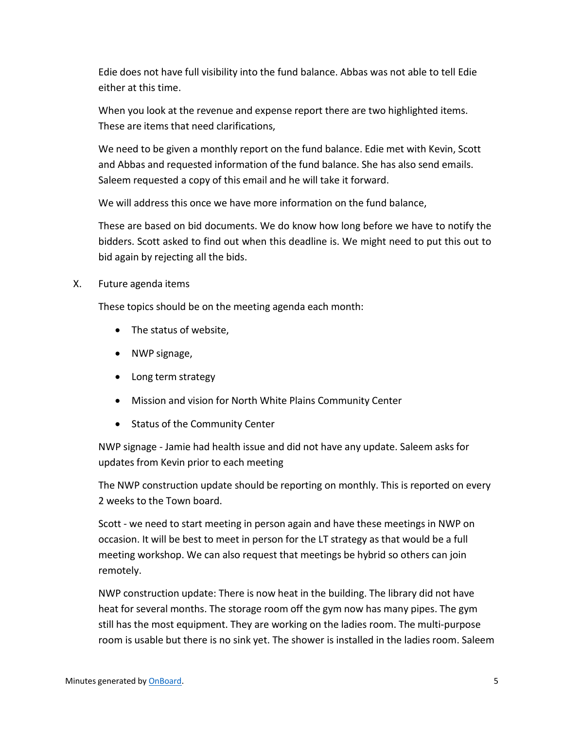Edie does not have full visibility into the fund balance. Abbas was not able to tell Edie either at this time.

When you look at the revenue and expense report there are two highlighted items. These are items that need clarifications,

We need to be given a monthly report on the fund balance. Edie met with Kevin, Scott and Abbas and requested information of the fund balance. She has also send emails. Saleem requested a copy of this email and he will take it forward.

We will address this once we have more information on the fund balance,

These are based on bid documents. We do know how long before we have to notify the bidders. Scott asked to find out when this deadline is. We might need to put this out to bid again by rejecting all the bids.

X. Future agenda items

These topics should be on the meeting agenda each month:

- The status of website,
- NWP signage,
- Long term strategy
- Mission and vision for North White Plains Community Center
- Status of the Community Center

NWP signage - Jamie had health issue and did not have any update. Saleem asks for updates from Kevin prior to each meeting

The NWP construction update should be reporting on monthly. This is reported on every 2 weeks to the Town board.

Scott - we need to start meeting in person again and have these meetings in NWP on occasion. It will be best to meet in person for the LT strategy as that would be a full meeting workshop. We can also request that meetings be hybrid so others can join remotely.

NWP construction update: There is now heat in the building. The library did not have heat for several months. The storage room off the gym now has many pipes. The gym still has the most equipment. They are working on the ladies room. The multi-purpose room is usable but there is no sink yet. The shower is installed in the ladies room. Saleem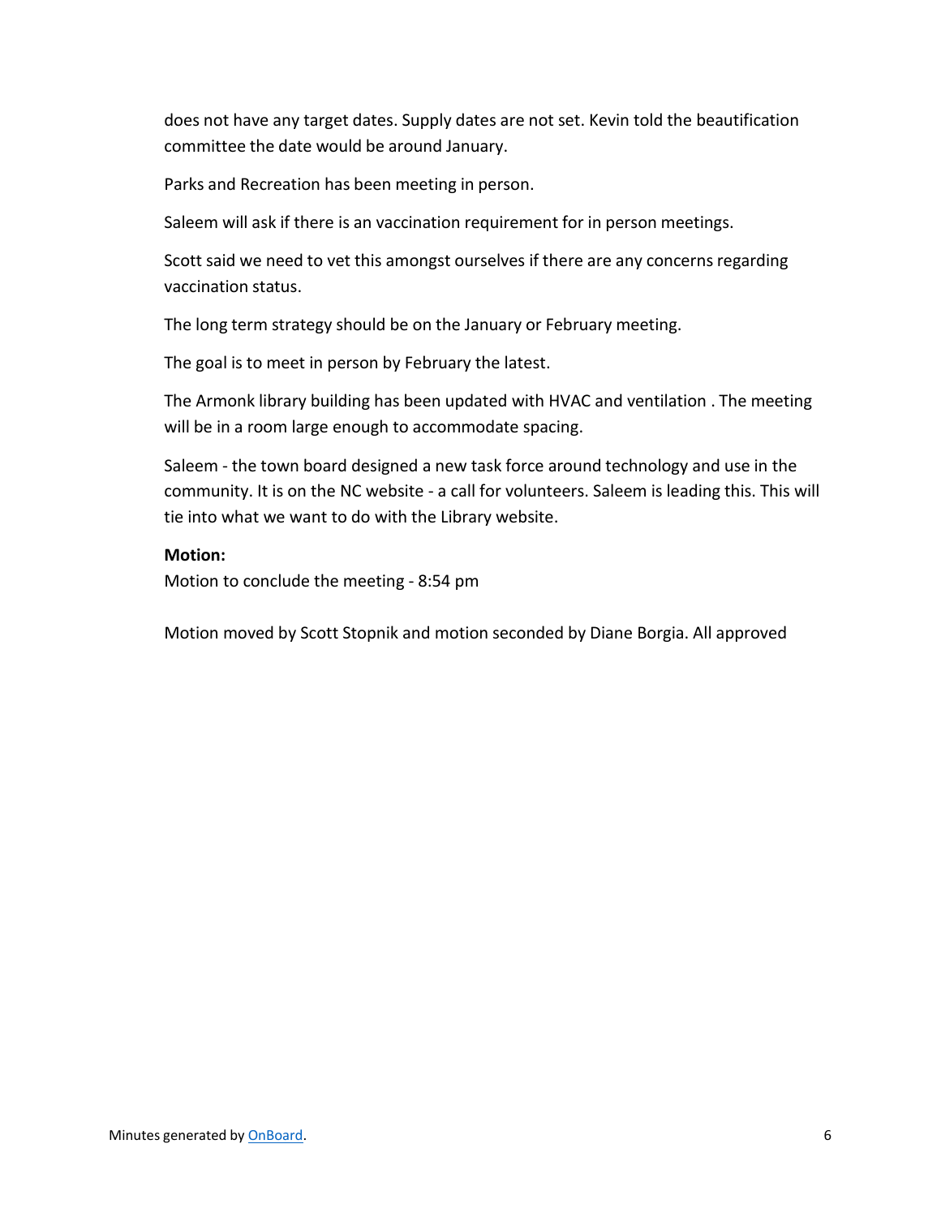does not have any target dates. Supply dates are not set. Kevin told the beautification committee the date would be around January.

Parks and Recreation has been meeting in person.

Saleem will ask if there is an vaccination requirement for in person meetings.

Scott said we need to vet this amongst ourselves if there are any concerns regarding vaccination status.

The long term strategy should be on the January or February meeting.

The goal is to meet in person by February the latest.

The Armonk library building has been updated with HVAC and ventilation . The meeting will be in a room large enough to accommodate spacing.

Saleem - the town board designed a new task force around technology and use in the community. It is on the NC website - a call for volunteers. Saleem is leading this. This will tie into what we want to do with the Library website.

**Motion:**
Motion to conclude the meeting - 8:54 pm

Motion moved by Scott Stopnik and motion seconded by Diane Borgia. All approved

Minutes generated by OnBoard.